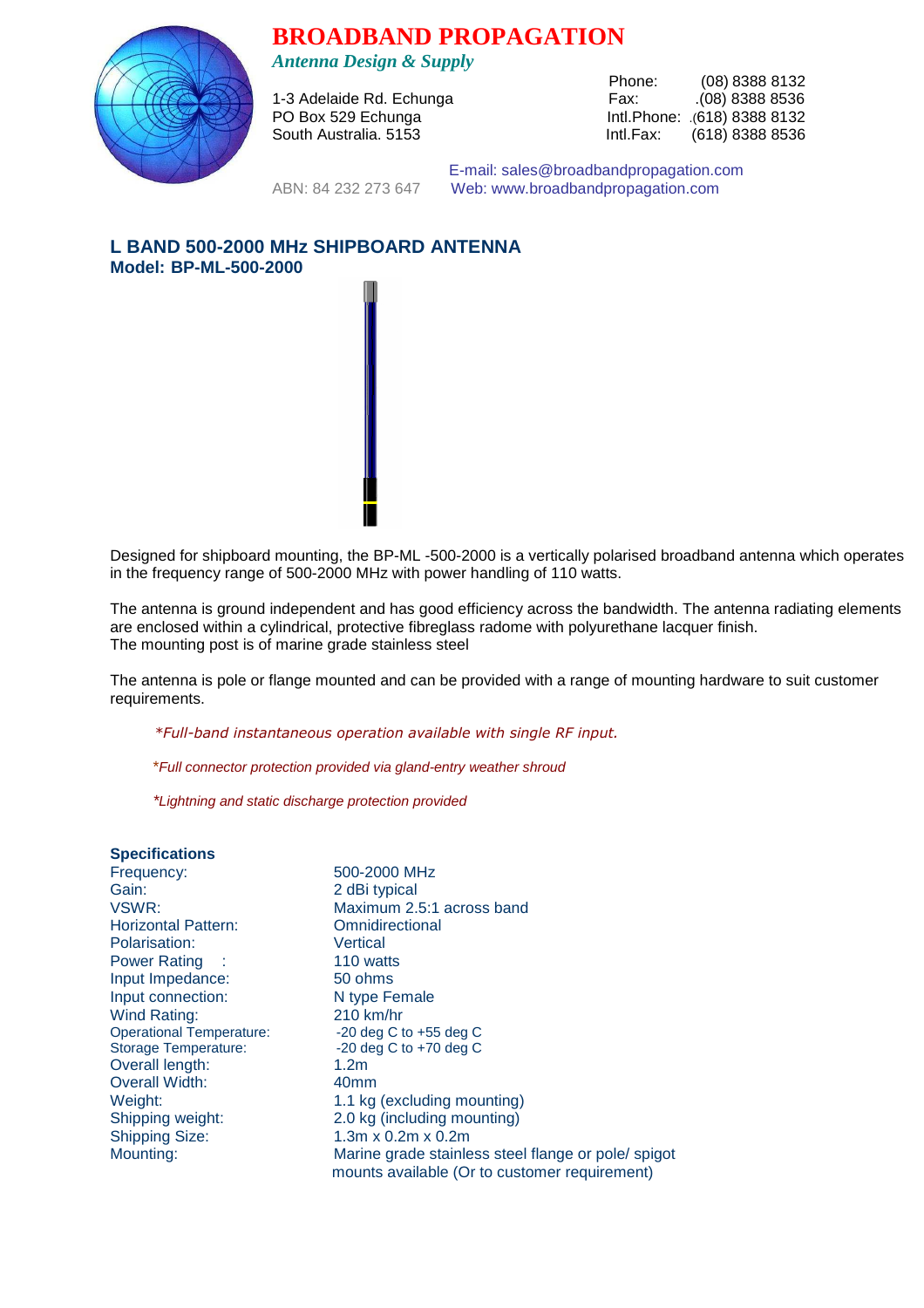# BROADBAND PROPAGATION

*Antenna Design & Supply*

1-3 Adelaide Rd. Echunga
PO Box 529 Echunga
South Australia. 5153

Phone: (08) 8388 8132
Fax: .(08) 8388 8536
Intl.Phone: .(618) 8388 8132
Intl.Fax: (618) 8388 8536

ABN: 84 232 273 647

E-mail: sales@broadbandpropagation.com
Web: www.broadbandpropagation.com

## L BAND 500-2000 MHz SHIPBOARD ANTENNA
**Model: BP-ML-500-2000**

Designed for shipboard mounting, the BP-ML -500-2000 is a vertically polarised broadband antenna which operates in the frequency range of 500-2000 MHz with power handling of 110 watts.

The antenna is ground independent and has good efficiency across the bandwidth. The antenna radiating elements are enclosed within a cylindrical, protective fibreglass radome with polyurethane lacquer finish.
The mounting post is of marine grade stainless steel

The antenna is pole or flange mounted and can be provided with a range of mounting hardware to suit customer requirements.

*\*Full-band instantaneous operation available with single RF input.*

*\*Full connector protection provided via gland-entry weather shroud*

*\*Lightning and static discharge protection provided*

### Specifications

| | |
|---|---|
| Frequency: | 500-2000 MHz |
| Gain: | 2 dBi typical |
| VSWR: | Maximum 2.5:1 across band |
| Horizontal Pattern: | Omnidirectional |
| Polarisation: | Vertical |
| Power Rating : | 110 watts |
| Input Impedance: | 50 ohms |
| Input connection: | N type Female |
| Wind Rating: | 210 km/hr |
| Operational Temperature: | -20 deg C to +55 deg C |
| Storage Temperature: | -20 deg C to +70 deg C |
| Overall length: | 1.2m |
| Overall Width: | 40mm |
| Weight: | 1.1 kg (excluding mounting) |
| Shipping weight: | 2.0 kg (including mounting) |
| Shipping Size: | 1.3m x 0.2m x 0.2m |
| Mounting: | Marine grade stainless steel flange or pole/ spigot mounts available (Or to customer requirement) |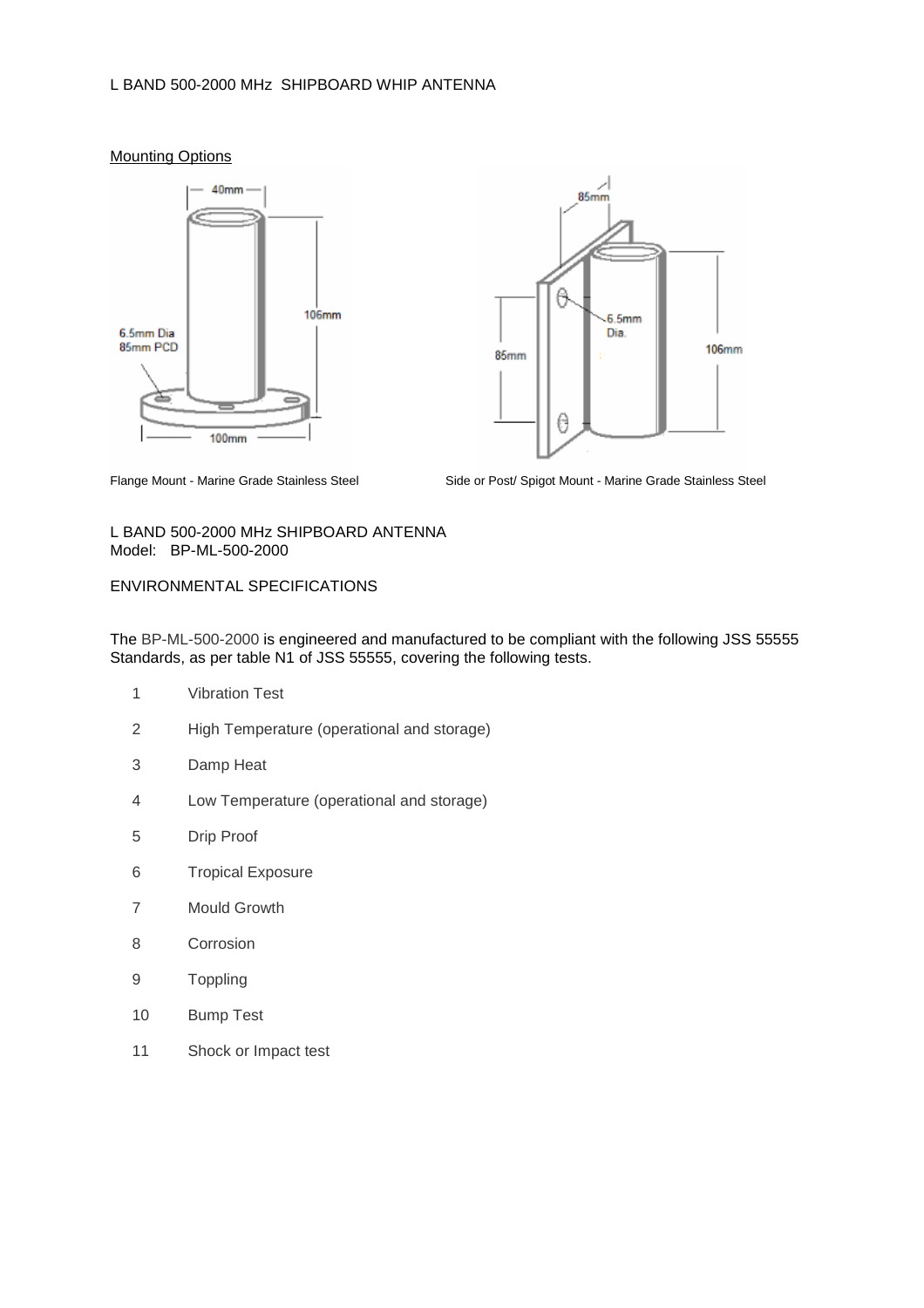L BAND 500-2000 MHz SHIPBOARD WHIP ANTENNA

Mounting Options

Flange Mount - Marine Grade Stainless Steel

Side or Post/ Spigot Mount - Marine Grade Stainless Steel

L BAND 500-2000 MHz SHIPBOARD ANTENNA
Model: BP-ML-500-2000

ENVIRONMENTAL SPECIFICATIONS

The BP-ML-500-2000 is engineered and manufactured to be compliant with the following JSS 55555 Standards, as per table N1 of JSS 55555, covering the following tests.

1. Vibration Test
2. High Temperature (operational and storage)
3. Damp Heat
4. Low Temperature (operational and storage)
5. Drip Proof
6. Tropical Exposure
7. Mould Growth
8. Corrosion
9. Toppling
10. Bump Test
11. Shock or Impact test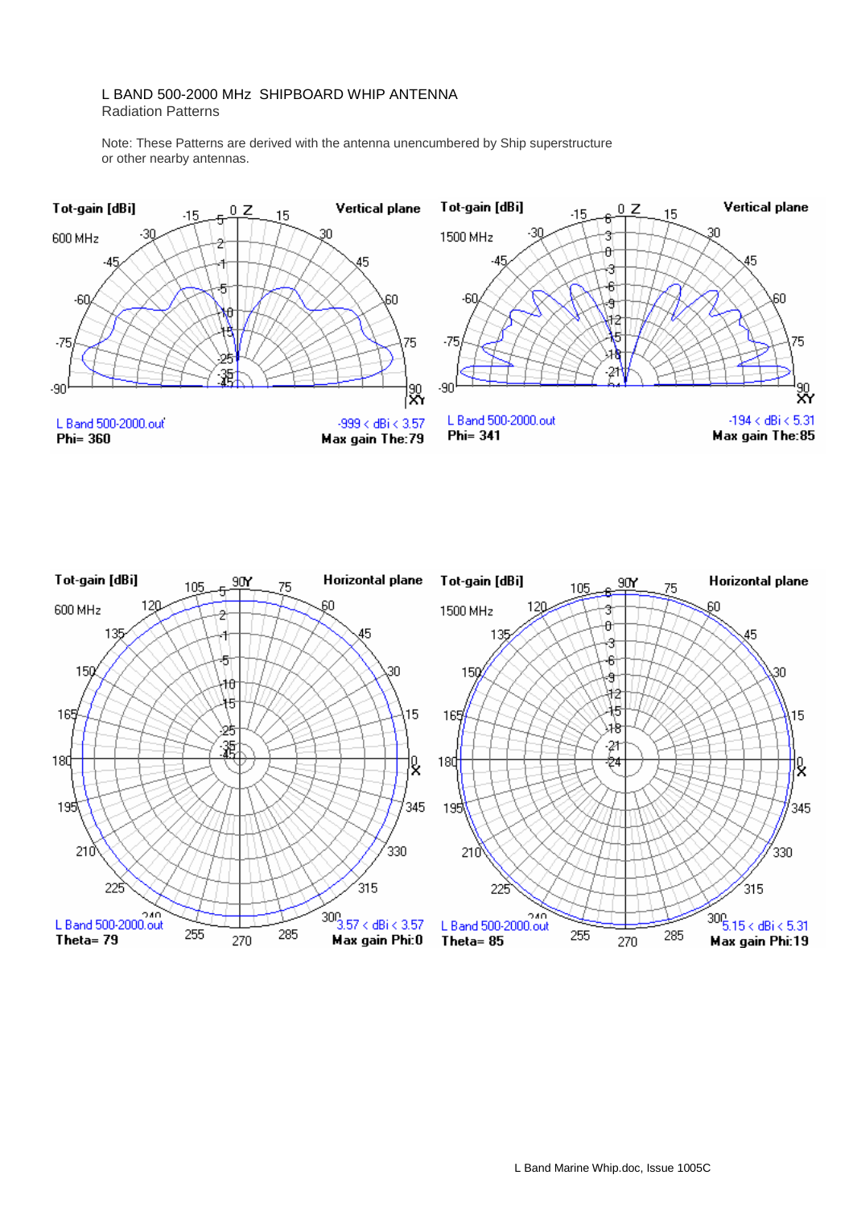L BAND 500-2000 MHz  SHIPBOARD WHIP ANTENNA
Radiation Patterns

Note: These Patterns are derived with the antenna unencumbered by Ship superstructure or other nearby antennas.

Tot-gain [dBi]
Vertical plane
600 MHz
L Band 500-2000.out
Phi= 360
-999 < dBi < 3.57
Max gain The:79

Tot-gain [dBi]
Vertical plane
1500 MHz
L Band 500-2000.out
Phi= 341
-194 < dBi < 5.31
Max gain The:85

Tot-gain [dBi]
Horizontal plane
600 MHz
L Band 500-2000.out
Theta= 79
3.57 < dBi < 3.57
Max gain Phi:0

Tot-gain [dBi]
Horizontal plane
1500 MHz
L Band 500-2000.out
Theta= 85
5.15 < dBi < 5.31
Max gain Phi:19

L Band Marine Whip.doc, Issue 1005C